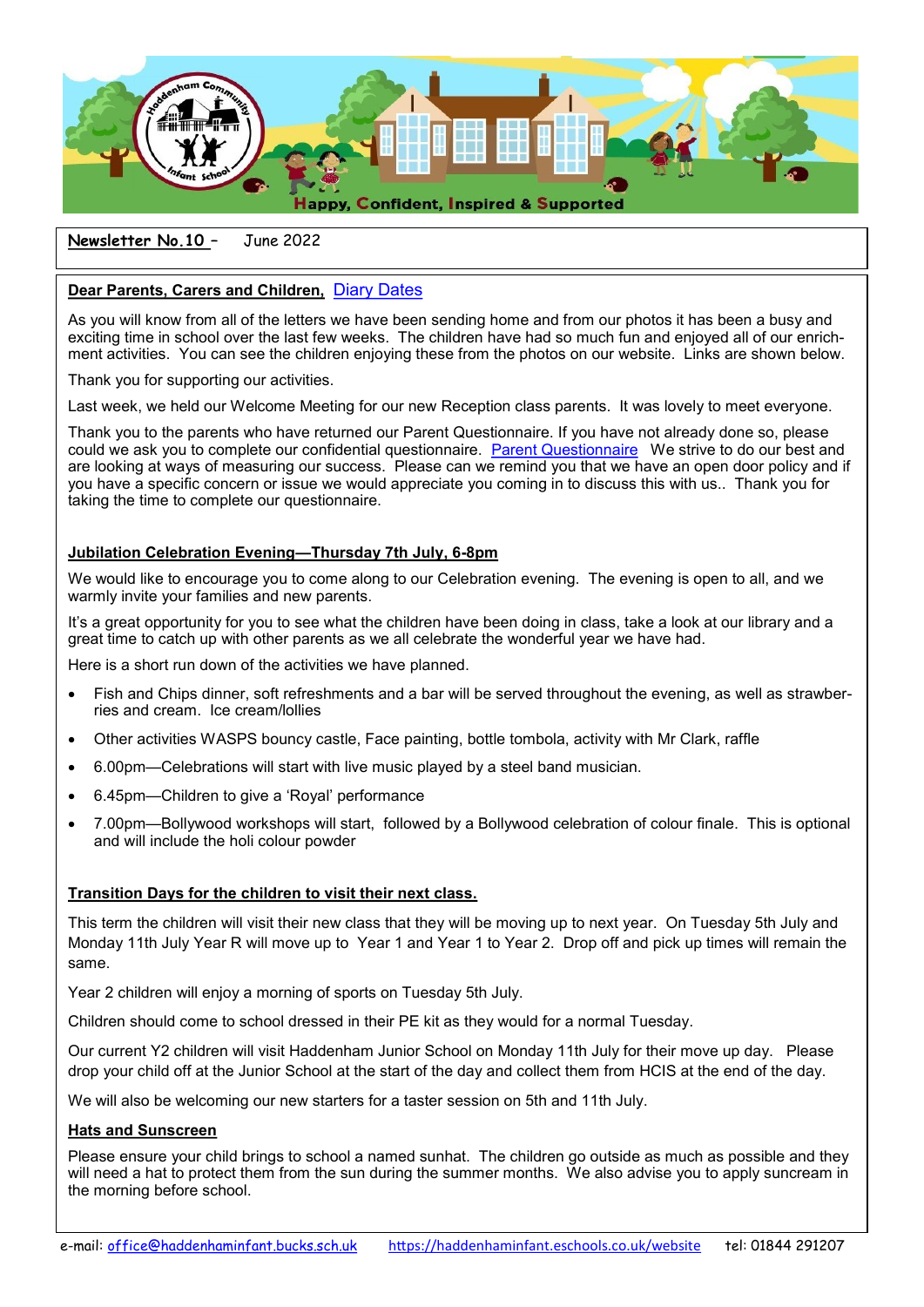Happy, Confident, Inspired & Supported

**Newsletter No.10** – June 2022

**Dear Parents, Carers and Children,** Diary Dates

As you will know from all of the letters we have been sending home and from our photos it has been a busy and exciting time in school over the last few weeks. The children have had so much fun and enjoyed all of our enrichment activities. You can see the children enjoying these from the photos on our website. Links are shown below.

Thank you for supporting our activities.

Last week, we held our Welcome Meeting for our new Reception class parents. It was lovely to meet everyone.

Thank you to the parents who have returned our Parent Questionnaire. If you have not already done so, please could we ask you to complete our confidential questionnaire. Parent Questionnaire We strive to do our best and are looking at ways of measuring our success. Please can we remind you that we have an open door policy and if you have a specific concern or issue we would appreciate you coming in to discuss this with us.. Thank you for taking the time to complete our questionnaire.

**Jubilation Celebration Evening—Thursday 7th July, 6-8pm**

We would like to encourage you to come along to our Celebration evening. The evening is open to all, and we warmly invite your families and new parents.

It's a great opportunity for you to see what the children have been doing in class, take a look at our library and a great time to catch up with other parents as we all celebrate the wonderful year we have had.

Here is a short run down of the activities we have planned.

- Fish and Chips dinner, soft refreshments and a bar will be served throughout the evening, as well as strawberries and cream. Ice cream/lollies
- Other activities WASPS bouncy castle, Face painting, bottle tombola, activity with Mr Clark, raffle
- 6.00pm—Celebrations will start with live music played by a steel band musician.
- 6.45pm—Children to give a 'Royal' performance
- 7.00pm—Bollywood workshops will start, followed by a Bollywood celebration of colour finale. This is optional and will include the holi colour powder

**Transition Days for the children to visit their next class.**

This term the children will visit their new class that they will be moving up to next year. On Tuesday 5th July and Monday 11th July Year R will move up to Year 1 and Year 1 to Year 2. Drop off and pick up times will remain the same.

Year 2 children will enjoy a morning of sports on Tuesday 5th July.

Children should come to school dressed in their PE kit as they would for a normal Tuesday.

Our current Y2 children will visit Haddenham Junior School on Monday 11th July for their move up day. Please drop your child off at the Junior School at the start of the day and collect them from HCIS at the end of the day.

We will also be welcoming our new starters for a taster session on 5th and 11th July.

**Hats and Sunscreen**

Please ensure your child brings to school a named sunhat. The children go outside as much as possible and they will need a hat to protect them from the sun during the summer months. We also advise you to apply suncream in the morning before school.

e-mail: office@haddenhaminfant.bucks.sch.uk https://haddenhaminfant.eschools.co.uk/website tel: 01844 291207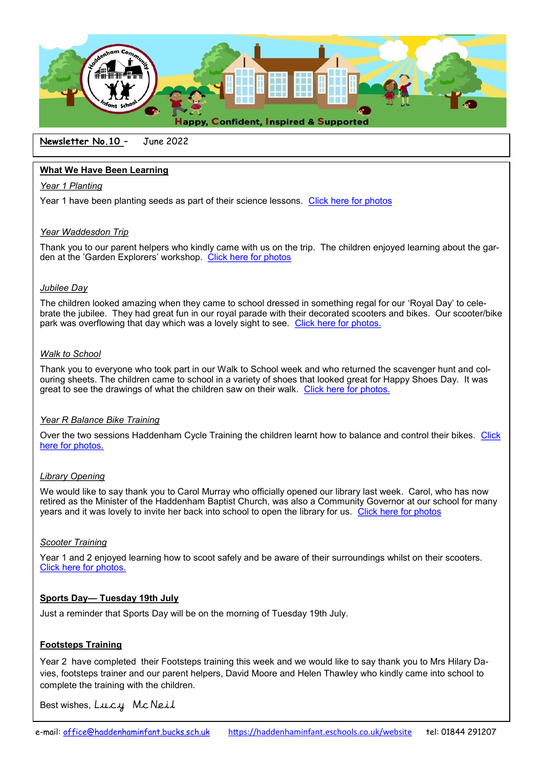Happy, Confident, Inspired & Supported

**Newsletter No.10** – June 2022

## What We Have Been Learning

### *Year 1 Planting*

Year 1 have been planting seeds as part of their science lessons. Click here for photos

### *Year Waddesdon Trip*

Thank you to our parent helpers who kindly came with us on the trip. The children enjoyed learning about the garden at the 'Garden Explorers' workshop. Click here for photos

### *Jubilee Day*

The children looked amazing when they came to school dressed in something regal for our 'Royal Day' to celebrate the jubilee. They had great fun in our royal parade with their decorated scooters and bikes. Our scooter/bike park was overflowing that day which was a lovely sight to see. Click here for photos.

### *Walk to School*

Thank you to everyone who took part in our Walk to School week and who returned the scavenger hunt and colouring sheets. The children came to school in a variety of shoes that looked great for Happy Shoes Day. It was great to see the drawings of what the children saw on their walk. Click here for photos.

### *Year R Balance Bike Training*

Over the two sessions Haddenham Cycle Training the children learnt how to balance and control their bikes. Click here for photos.

### *Library Opening*

We would like to say thank you to Carol Murray who officially opened our library last week. Carol, who has now retired as the Minister of the Haddenham Baptist Church, was also a Community Governor at our school for many years and it was lovely to invite her back into school to open the library for us. Click here for photos

### *Scooter Training*

Year 1 and 2 enjoyed learning how to scoot safely and be aware of their surroundings whilst on their scooters. Click here for photos.

## Sports Day— Tuesday 19th July

Just a reminder that Sports Day will be on the morning of Tuesday 19th July.

## Footsteps Training

Year 2 have completed their Footsteps training this week and we would like to say thank you to Mrs Hilary Davies, footsteps trainer and our parent helpers, David Moore and Helen Thawley who kindly came into school to complete the training with the children.

Best wishes, Lucy McNeil

e-mail: office@haddenhaminfant.bucks.sch.uk https://haddenhaminfant.eschools.co.uk/website tel: 01844 291207